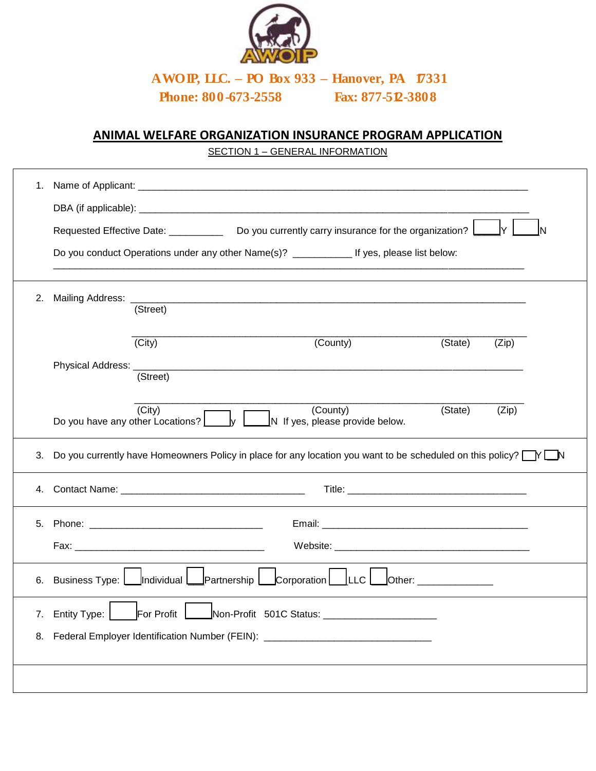**AWOIP, LLC. – PO Box 933 – Hanover, PA 17331**

**Phone: 800-673-2558 Fax: 877-512-3808**

# ANIMAL WELFARE ORGANIZATION INSURANCE PROGRAM APPLICATION

SECTION 1 – GENERAL INFORMATION

1. Name of Applicant: ______________________________________________________________

   DBA (if applicable): ______________________________________________________________

   Requested Effective Date: __________ Do you currently carry insurance for the organization? ☐ Y ☐ N

   Do you conduct Operations under any other Name(s)? ___________ If yes, please list below:

   ____________________________________________________________________________________

2. Mailing Address: ______________________________________________________________
   (Street)

   ____________________________________________________________________________________
   (City) (County) (State) (Zip)

   Physical Address: ______________________________________________________________
   (Street)

   ____________________________________________________________________________________
   (City) (County) (State) (Zip)

   Do you have any other Locations? ☐ y ☐ N If yes, please provide below.

3. Do you currently have Homeowners Policy in place for any location you want to be scheduled on this policy? ☐ Y ☐ N

4. Contact Name: __________________________________ Title: ________________________________

5. Phone: ________________________________ Email: ______________________________________

   Fax: __________________________________ Website: ____________________________________

6. Business Type: ☐ Individual ☐ Partnership ☐ Corporation ☐ LLC ☐ Other: _____________

7. Entity Type: ☐ For Profit ☐ Non-Profit 501C Status: _____________________

8. Federal Employer Identification Number (FEIN): ______________________________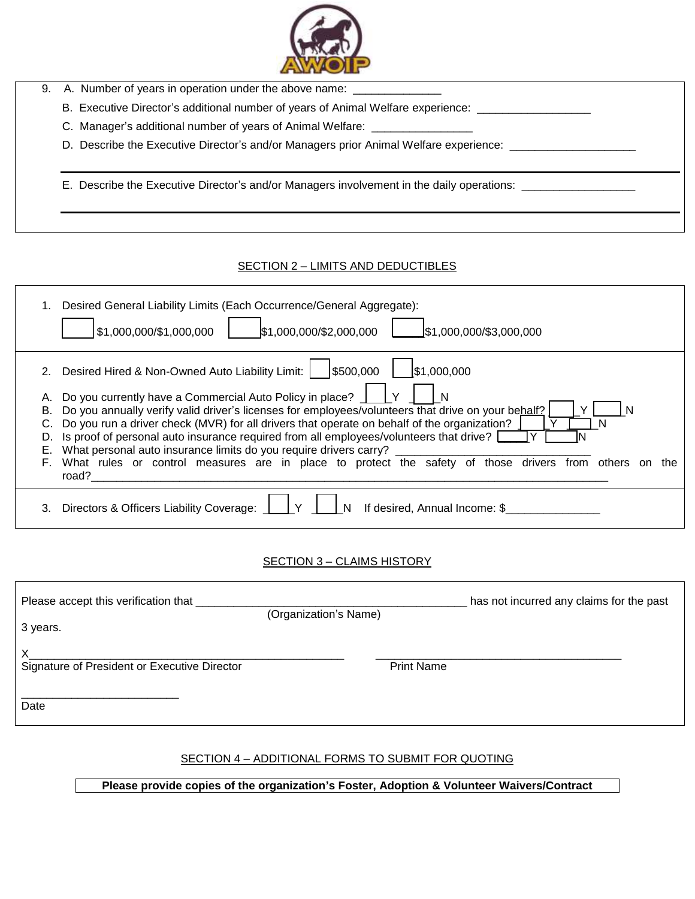9. A. Number of years in operation under the above name: ______________

B. Executive Director's additional number of years of Animal Welfare experience: __________________

C. Manager's additional number of years of Animal Welfare: ________________

D. Describe the Executive Director's and/or Managers prior Animal Welfare experience: ____________________

E. Describe the Executive Director's and/or Managers involvement in the daily operations: __________________

## SECTION 2 – LIMITS AND DEDUCTIBLES

1. Desired General Liability Limits (Each Occurrence/General Aggregate):

☐ $1,000,000/$1,000,000 ☐ $1,000,000/$2,000,000 ☐ $1,000,000/$3,000,000

2. Desired Hired & Non-Owned Auto Liability Limit: ☐ $500,000 ☐ $1,000,000

A. Do you currently have a Commercial Auto Policy in place? ☐ Y ☐ N
B. Do you annually verify valid driver's licenses for employees/volunteers that drive on your behalf? ☐ Y ☐ N
C. Do you run a driver check (MVR) for all drivers that operate on behalf of the organization? ☐ Y ☐ N
D. Is proof of personal auto insurance required from all employees/volunteers that drive? ☐ Y ☐ N
E. What personal auto insurance limits do you require drivers carry? ______________________________
F. What rules or control measures are in place to protect the safety of those drivers from others on the road?_________________________________________________________________________________

3. Directors & Officers Liability Coverage: ☐ Y ☐ N If desired, Annual Income: $_______________

## SECTION 3 – CLAIMS HISTORY

Please accept this verification that _____________________________________________ has not incurred any claims for the past 3 years.
(Organization's Name)

X_____________________________________________________ _______________________________________
Signature of President or Executive Director Print Name

_________________________
Date

## SECTION 4 – ADDITIONAL FORMS TO SUBMIT FOR QUOTING

**Please provide copies of the organization's Foster, Adoption & Volunteer Waivers/Contract**